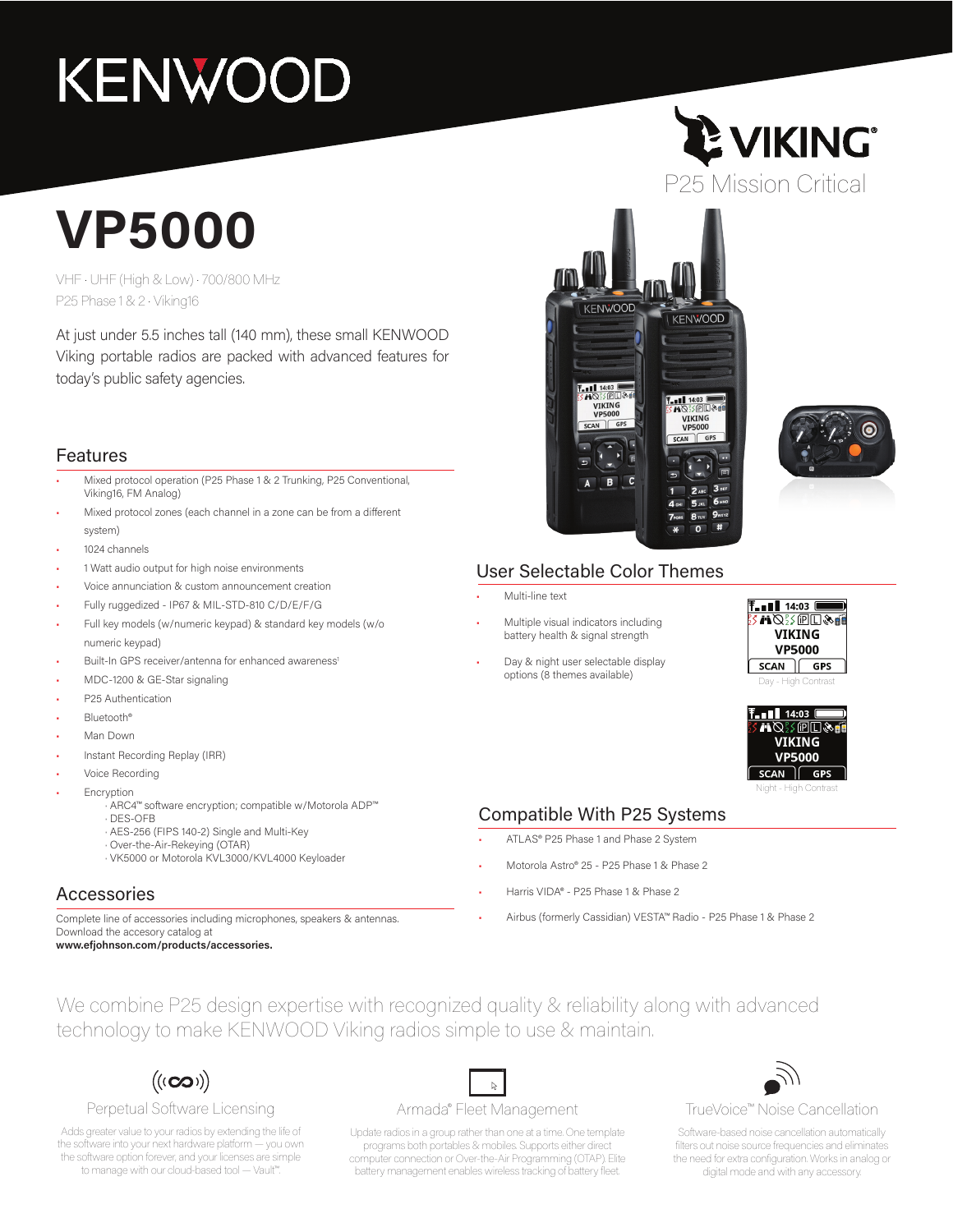# KENWOOD

VIKING®
P25 Mission Critical

# VP5000

VHF · UHF (High & Low) · 700/800 MHz
P25 Phase 1 & 2 · Viking16

At just under 5.5 inches tall (140 mm), these small KENWOOD Viking portable radios are packed with advanced features for today's public safety agencies.

## Features

- Mixed protocol operation (P25 Phase 1 & 2 Trunking, P25 Conventional, Viking16, FM Analog)
- Mixed protocol zones (each channel in a zone can be from a different system)
- 1024 channels
- 1 Watt audio output for high noise environments
- Voice annunciation & custom announcement creation
- Fully ruggedized - IP67 & MIL-STD-810 C/D/E/F/G
- Full key models (w/numeric keypad) & standard key models (w/o numeric keypad)
- Built-In GPS receiver/antenna for enhanced awareness[1]
- MDC-1200 & GE-Star signaling
- P25 Authentication
- Bluetooth®
- Man Down
- Instant Recording Replay (IRR)
- Voice Recording
- Encryption
  - ARC4™ software encryption; compatible w/Motorola ADP™
  - DES-OFB
  - AES-256 (FIPS 140-2) Single and Multi-Key
  - Over-the-Air-Rekeying (OTAR)
  - VK5000 or Motorola KVL3000/KVL4000 Keyloader

## Accessories

Complete line of accessories including microphones, speakers & antennas.
Download the accessory catalog at
**www.efjohnson.com/products/accessories.**

## User Selectable Color Themes

- Multi-line text
- Multiple visual indicators including battery health & signal strength
- Day & night user selectable display options (8 themes available)

Day - High Contrast

Night - High Contrast

## Compatible With P25 Systems

- ATLAS® P25 Phase 1 and Phase 2 System
- Motorola Astro® 25 - P25 Phase 1 & Phase 2
- Harris VIDA® - P25 Phase 1 & Phase 2
- Airbus (formerly Cassidian) VESTA™ Radio - P25 Phase 1 & Phase 2

We combine P25 design expertise with recognized quality & reliability along with advanced technology to make KENWOOD Viking radios simple to use & maintain.

### Perpetual Software Licensing

Adds greater value to your radios by extending the life of the software into your next hardware platform — you own the software option forever, and your licenses are simple to manage with our cloud-based tool — Vault™.

### Armada® Fleet Management

Update radios in a group rather than one at a time. One template programs both portables & mobiles. Supports either direct computer connection or Over-the-Air Programming (OTAP). Elite battery management enables wireless tracking of battery fleet.

### TrueVoice™ Noise Cancellation

Software-based noise cancellation automatically filters out noise source frequencies and eliminates the need for extra configuration. Works in analog or digital mode and with any accessory.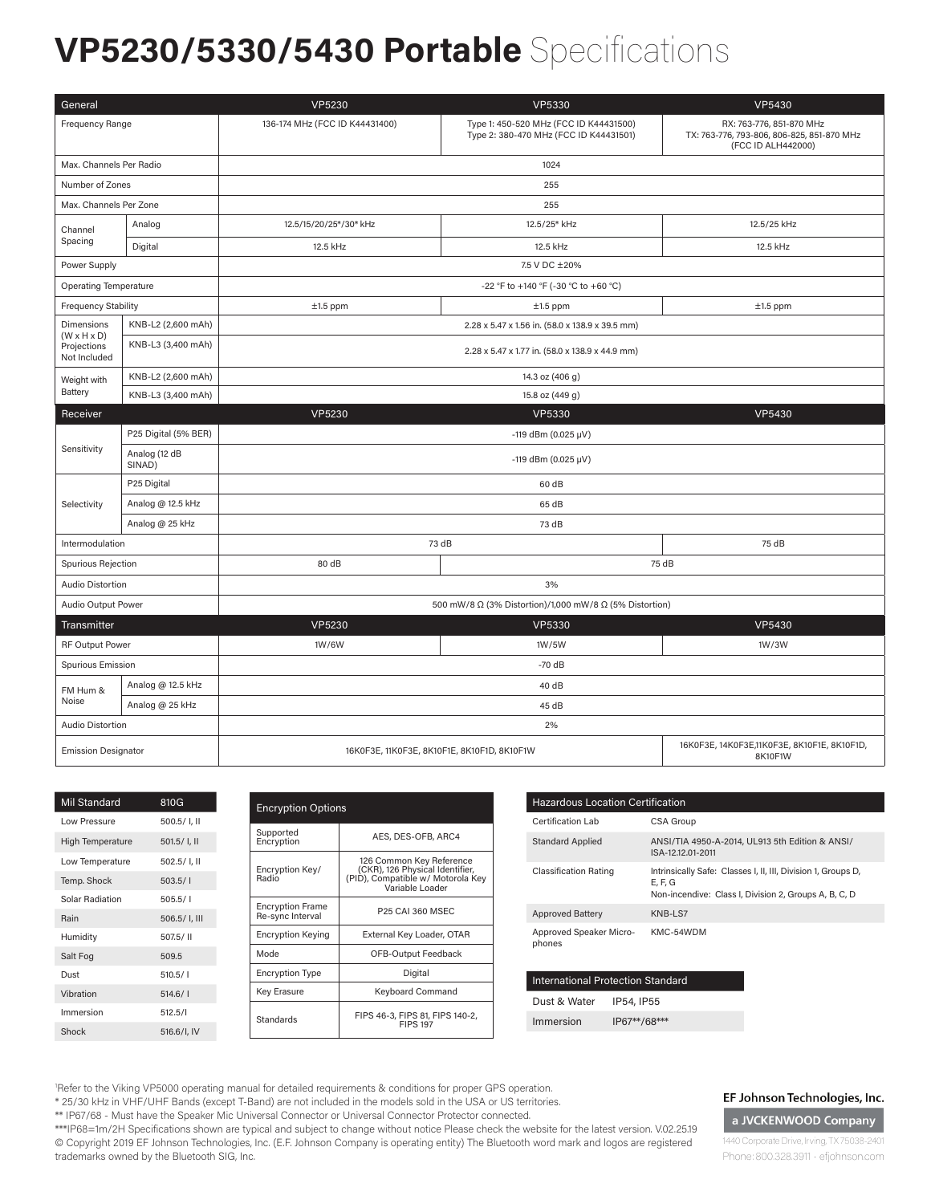# **VP5230/5330/5430 Portable** Specifications

| General | | VP5230 | VP5330 | VP5430 |
|---|---|---|---|---|
| Frequency Range | | 136-174 MHz (FCC ID K44431400) | Type 1: 450-520 MHz (FCC ID K44431500) Type 2: 380-470 MHz (FCC ID K44431501) | RX: 763-776, 851-870 MHz TX: 763-776, 793-806, 806-825, 851-870 MHz (FCC ID ALH442000) |
| Max. Channels Per Radio | | 1024 | | |
| Number of Zones | | 255 | | |
| Max. Channels Per Zone | | 255 | | |
| Channel Spacing | Analog | 12.5/15/20/25*/30* kHz | 12.5/25* kHz | 12.5/25 kHz |
| | Digital | 12.5 kHz | 12.5 kHz | 12.5 kHz |
| Power Supply | | 7.5 V DC ±20% | | |
| Operating Temperature | | -22 °F to +140 °F (-30 °C to +60 °C) | | |
| Frequency Stability | | ±1.5 ppm | ±1.5 ppm | ±1.5 ppm |
| Dimensions (W x H x D) Projections Not Included | KNB-L2 (2,600 mAh) | 2.28 x 5.47 x 1.56 in. (58.0 x 138.9 x 39.5 mm) | | |
| | KNB-L3 (3,400 mAh) | 2.28 x 5.47 x 1.77 in. (58.0 x 138.9 x 44.9 mm) | | |
| Weight with Battery | KNB-L2 (2,600 mAh) | 14.3 oz (406 g) | | |
| | KNB-L3 (3,400 mAh) | 15.8 oz (449 g) | | |
| **Receiver** | | **VP5230** | **VP5330** | **VP5430** |
| Sensitivity | P25 Digital (5% BER) | -119 dBm (0.025 µV) | | |
| | Analog (12 dB SINAD) | -119 dBm (0.025 µV) | | |
| Selectivity | P25 Digital | 60 dB | | |
| | Analog @ 12.5 kHz | 65 dB | | |
| | Analog @ 25 kHz | 73 dB | | |
| Intermodulation | | 73 dB | | 75 dB |
| Spurious Rejection | | 80 dB | 75 dB | |
| Audio Distortion | | 3% | | |
| Audio Output Power | | 500 mW/8 Ω (3% Distortion)/1,000 mW/8 Ω (5% Distortion) | | |
| **Transmitter** | | **VP5230** | **VP5330** | **VP5430** |
| RF Output Power | | 1W/6W | 1W/5W | 1W/3W |
| Spurious Emission | | -70 dB | | |
| FM Hum & Noise | Analog @ 12.5 kHz | 40 dB | | |
| | Analog @ 25 kHz | 45 dB | | |
| Audio Distortion | | 2% | | |
| Emission Designator | | 16K0F3E, 11K0F3E, 8K10F1E, 8K10F1D, 8K10F1W | | 16K0F3E, 14K0F3E,11K0F3E, 8K10F1E, 8K10F1D, 8K10F1W |

| Mil Standard | 810G |
|---|---|
| Low Pressure | 500.5/ I, II |
| High Temperature | 501.5/ I, II |
| Low Temperature | 502.5/ I, II |
| Temp. Shock | 503.5/ I |
| Solar Radiation | 505.5/ I |
| Rain | 506.5/ I, III |
| Humidity | 507.5/ II |
| Salt Fog | 509.5 |
| Dust | 510.5/ I |
| Vibration | 514.6/ I |
| Immersion | 512.5/I |
| Shock | 516.6/I, IV |

| Encryption Options | |
|---|---|
| Supported Encryption | AES, DES-OFB, ARC4 |
| Encryption Key/ Radio | 126 Common Key Reference (CKR), 126 Physical Identifier, (PID), Compatible w/ Motorola Key Variable Loader |
| Encryption Frame Re-sync Interval | P25 CAI 360 MSEC |
| Encryption Keying | External Key Loader, OTAR |
| Mode | OFB-Output Feedback |
| Encryption Type | Digital |
| Key Erasure | Keyboard Command |
| Standards | FIPS 46-3, FIPS 81, FIPS 140-2, FIPS 197 |

| Hazardous Location Certification | |
|---|---|
| Certification Lab | CSA Group |
| Standard Applied | ANSI/TIA 4950-A-2014, UL913 5th Edition & ANSI/ ISA-12.12.01-2011 |
| Classification Rating | Intrinsically Safe: Classes I, II, III, Division 1, Groups D, E, F, G<br>Non-incendive: Class I, Division 2, Groups A, B, C, D |
| Approved Battery | KNB-LS7 |
| Approved Speaker Micro-phones | KMC-54WDM |

| International Protection Standard | |
|---|---|
| Dust & Water | IP54, IP55 |
| Immersion | IP67**/68*** |

[1]Refer to the Viking VP5000 operating manual for detailed requirements & conditions for proper GPS operation.
* 25/30 kHz in VHF/UHF Bands (except T-Band) are not included in the models sold in the USA or US territories.
** IP67/68 - Must have the Speaker Mic Universal Connector or Universal Connector Protector connected.
***IP68=1m/2H Specifications shown are typical and subject to change without notice Please check the website for the latest version. V.02.25.19
© Copyright 2019 EF Johnson Technologies, Inc. (E.F. Johnson Company is operating entity) The Bluetooth word mark and logos are registered trademarks owned by the Bluetooth SIG, Inc.

**EF Johnson Technologies, Inc.**
a JVCKENWOOD Company
1440 Corporate Drive, Irving, TX 75038-2401
Phone: 800.328.3911 · efjohnson.com